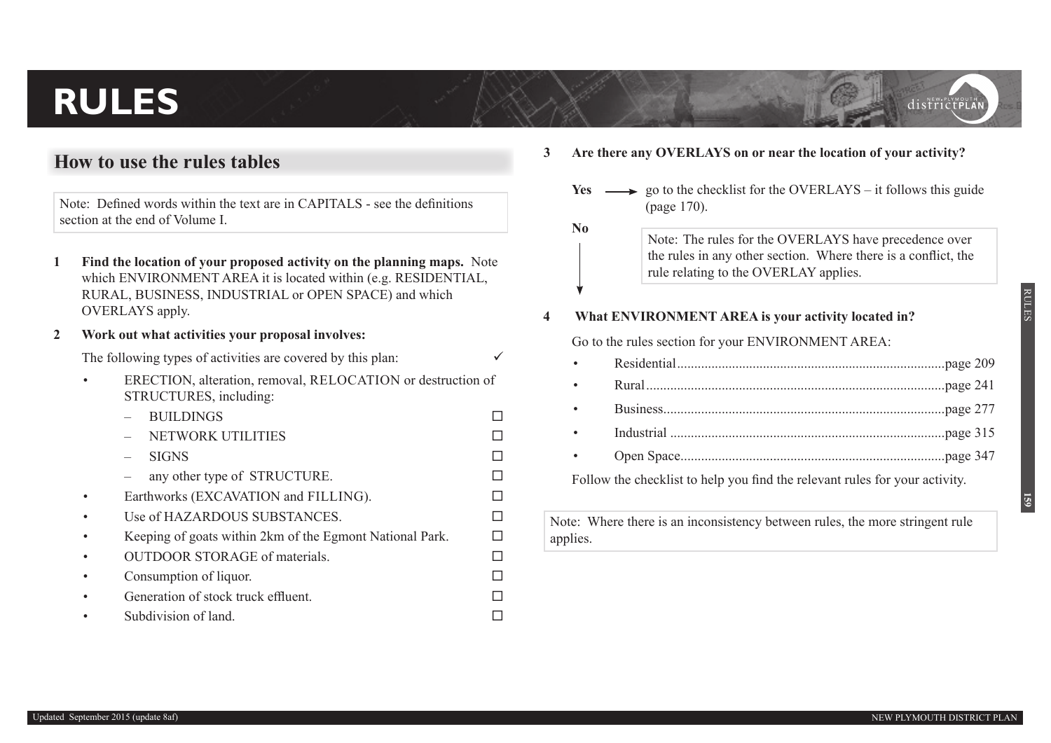# RULES

## How to use the rules tables

Note: Defined words within the text are in CAPITALS - see the definitions section at the end of Volume I.

**1 Find the location of your proposed activity on the planning maps.** Note which ENVIRONMENT AREA it is located within (e.g. RESIDENTIAL, RURAL, BUSINESS, INDUSTRIAL or OPEN SPACE) and which OVERLAYS apply.

**2 Work out what activities your proposal involves:**

The following types of activities are covered by this plan: ✓

- ERECTION, alteration, removal, RELOCATION or destruction of STRUCTURES, including:
  - BUILDINGS ☐
  - NETWORK UTILITIES ☐
  - SIGNS ☐
  - any other type of STRUCTURE. ☐
- Earthworks (EXCAVATION and FILLING). ☐
- Use of HAZARDOUS SUBSTANCES. ☐
- Keeping of goats within 2km of the Egmont National Park. ☐
- OUTDOOR STORAGE of materials. ☐
- Consumption of liquor. ☐
- Generation of stock truck effluent. ☐
- Subdivision of land. ☐

**3 Are there any OVERLAYS on or near the location of your activity?**

**Yes** → go to the checklist for the OVERLAYS – it follows this guide (page 170).

**No** ↓

Note: The rules for the OVERLAYS have precedence over the rules in any other section. Where there is a conflict, the rule relating to the OVERLAY applies.

**4 What ENVIRONMENT AREA is your activity located in?**

Go to the rules section for your ENVIRONMENT AREA:

- Residential....................page 209
- Rural....................page 241
- Business....................page 277
- Industrial....................page 315
- Open Space....................page 347

Follow the checklist to help you find the relevant rules for your activity.

Note: Where there is an inconsistency between rules, the more stringent rule applies.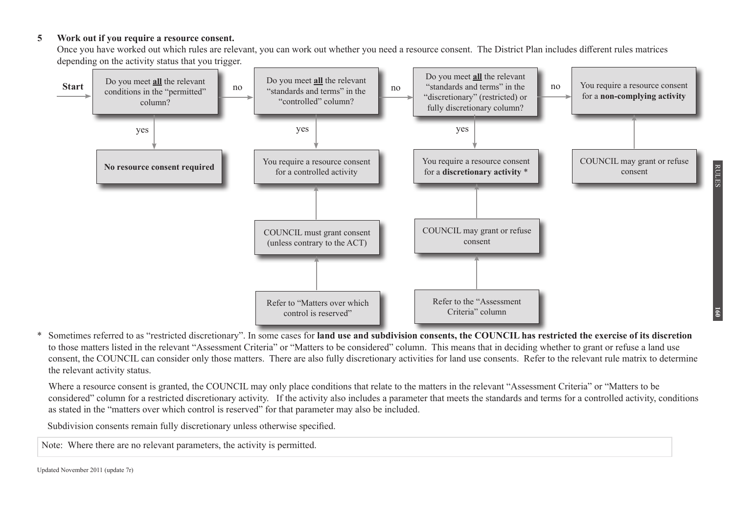**5 Work out if you require a resource consent.**

Once you have worked out which rules are relevant, you can work out whether you need a resource consent. The District Plan includes different rules matrices depending on the activity status that you trigger.

**Start** → Do you meet **all** the relevant conditions in the "permitted" column?

- yes → **No resource consent required**
- no → Do you meet **all** the relevant "standards and terms" in the "controlled" column?
  - yes → You require a resource consent for a controlled activity
    - COUNCIL must grant consent (unless contrary to the ACT)
    - Refer to "Matters over which control is reserved"
  - no → Do you meet **all** the relevant "standards and terms" in the "discretionary" (restricted) or fully discretionary column?
    - yes → You require a resource consent for a **discretionary activity** *
      - COUNCIL may grant or refuse consent
      - Refer to the "Assessment Criteria" column
    - no → You require a resource consent for a **non-complying activity**
      - COUNCIL may grant or refuse consent

\* Sometimes referred to as "restricted discretionary". In some cases for **land use and subdivision consents, the COUNCIL has restricted the exercise of its discretion** to those matters listed in the relevant "Assessment Criteria" or "Matters to be considered" column. This means that in deciding whether to grant or refuse a land use consent, the COUNCIL can consider only those matters. There are also fully discretionary activities for land use consents. Refer to the relevant rule matrix to determine the relevant activity status.

Where a resource consent is granted, the COUNCIL may only place conditions that relate to the matters in the relevant "Assessment Criteria" or "Matters to be considered" column for a restricted discretionary activity. If the activity also includes a parameter that meets the standards and terms for a controlled activity, conditions as stated in the "matters over which control is reserved" for that parameter may also be included.

Subdivision consents remain fully discretionary unless otherwise specified.

Note: Where there are no relevant parameters, the activity is permitted.

Updated November 2011 (update 7r)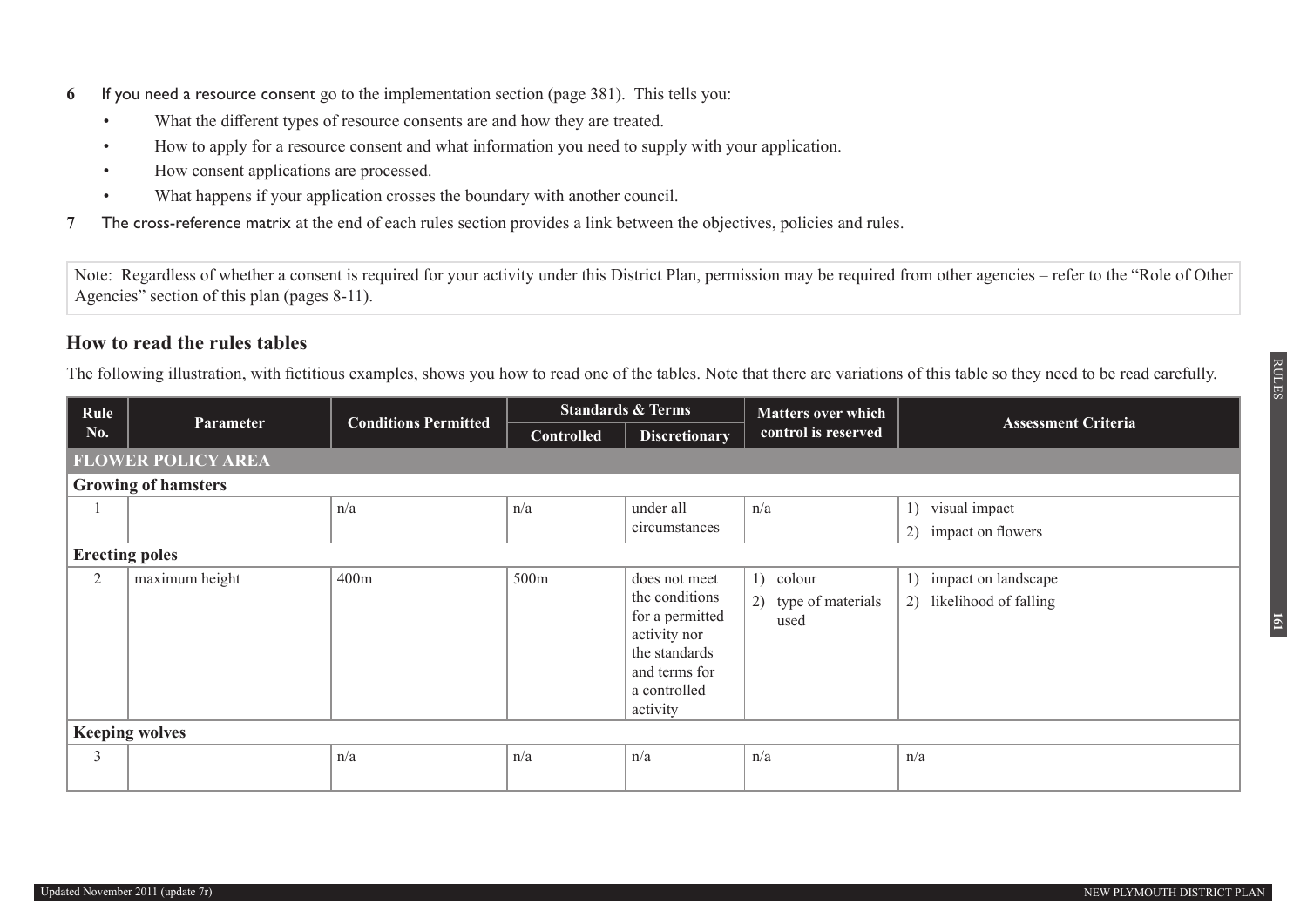6 **If you need a resource consent** go to the implementation section (page 381). This tells you:

- What the different types of resource consents are and how they are treated.
- How to apply for a resource consent and what information you need to supply with your application.
- How consent applications are processed.
- What happens if your application crosses the boundary with another council.

7 **The cross-reference matrix** at the end of each rules section provides a link between the objectives, policies and rules.

Note: Regardless of whether a consent is required for your activity under this District Plan, permission may be required from other agencies – refer to the "Role of Other Agencies" section of this plan (pages 8-11).

## How to read the rules tables

The following illustration, with fictitious examples, shows you how to read one of the tables. Note that there are variations of this table so they need to be read carefully.

| Rule No. | Parameter | Conditions Permitted | Standards & Terms | | Matters over which control is reserved | Assessment Criteria |
|---|---|---|---|---|---|---|
| | | | Controlled | Discretionary | | |
| **FLOWER POLICY AREA** | | | | | | |
| **Growing of hamsters** | | | | | | |
| 1 | | n/a | n/a | under all circumstances | n/a | 1) visual impact<br>2) impact on flowers |
| **Erecting poles** | | | | | | |
| 2 | maximum height | 400m | 500m | does not meet the conditions for a permitted activity nor the standards and terms for a controlled activity | 1) colour<br>2) type of materials used | 1) impact on landscape<br>2) likelihood of falling |
| **Keeping wolves** | | | | | | |
| 3 | | n/a | n/a | n/a | n/a | n/a |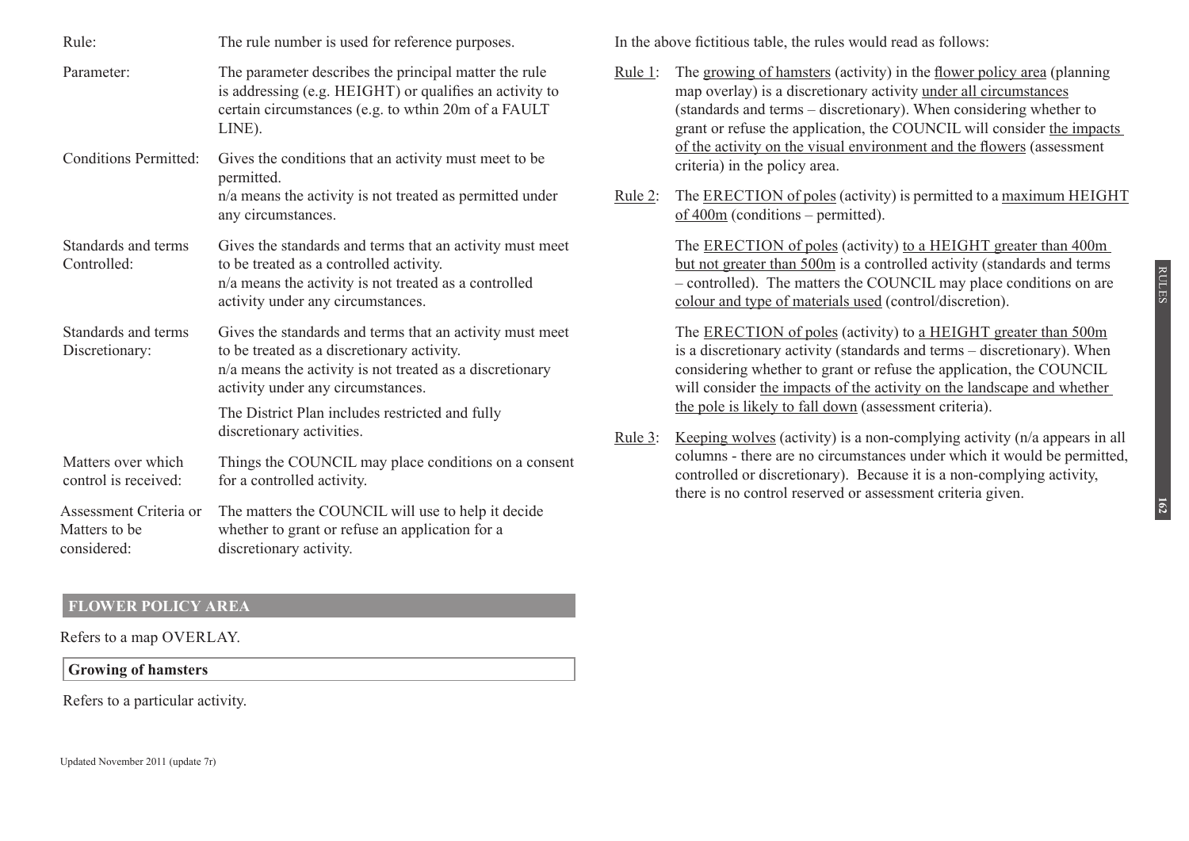| | |
|---|---|
| Rule: | The rule number is used for reference purposes. |
| Parameter: | The parameter describes the principal matter the rule is addressing (e.g. HEIGHT) or qualifies an activity to certain circumstances (e.g. to wthin 20m of a FAULT LINE). |
| Conditions Permitted: | Gives the conditions that an activity must meet to be permitted. n/a means the activity is not treated as permitted under any circumstances. |
| Standards and terms Controlled: | Gives the standards and terms that an activity must meet to be treated as a controlled activity. n/a means the activity is not treated as a controlled activity under any circumstances. |
| Standards and terms Discretionary: | Gives the standards and terms that an activity must meet to be treated as a discretionary activity. n/a means the activity is not treated as a discretionary activity under any circumstances. The District Plan includes restricted and fully discretionary activities. |
| Matters over which control is received: | Things the COUNCIL may place conditions on a consent for a controlled activity. |
| Assessment Criteria or Matters to be considered: | The matters the COUNCIL will use to help it decide whether to grant or refuse an application for a discretionary activity. |

**FLOWER POLICY AREA**

Refers to a map OVERLAY.

**Growing of hamsters**

Refers to a particular activity.

Updated November 2011 (update 7r)

In the above fictitious table, the rules would read as follows:

Rule 1: The growing of hamsters (activity) in the flower policy area (planning map overlay) is a discretionary activity under all circumstances (standards and terms – discretionary). When considering whether to grant or refuse the application, the COUNCIL will consider the impacts of the activity on the visual environment and the flowers (assessment criteria) in the policy area.

Rule 2: The ERECTION of poles (activity) is permitted to a maximum HEIGHT of 400m (conditions – permitted).

The ERECTION of poles (activity) to a HEIGHT greater than 400m but not greater than 500m is a controlled activity (standards and terms – controlled). The matters the COUNCIL may place conditions on are colour and type of materials used (control/discretion).

The ERECTION of poles (activity) to a HEIGHT greater than 500m is a discretionary activity (standards and terms – discretionary). When considering whether to grant or refuse the application, the COUNCIL will consider the impacts of the activity on the landscape and whether the pole is likely to fall down (assessment criteria).

Rule 3: Keeping wolves (activity) is a non-complying activity (n/a appears in all columns - there are no circumstances under which it would be permitted, controlled or discretionary). Because it is a non-complying activity, there is no control reserved or assessment criteria given.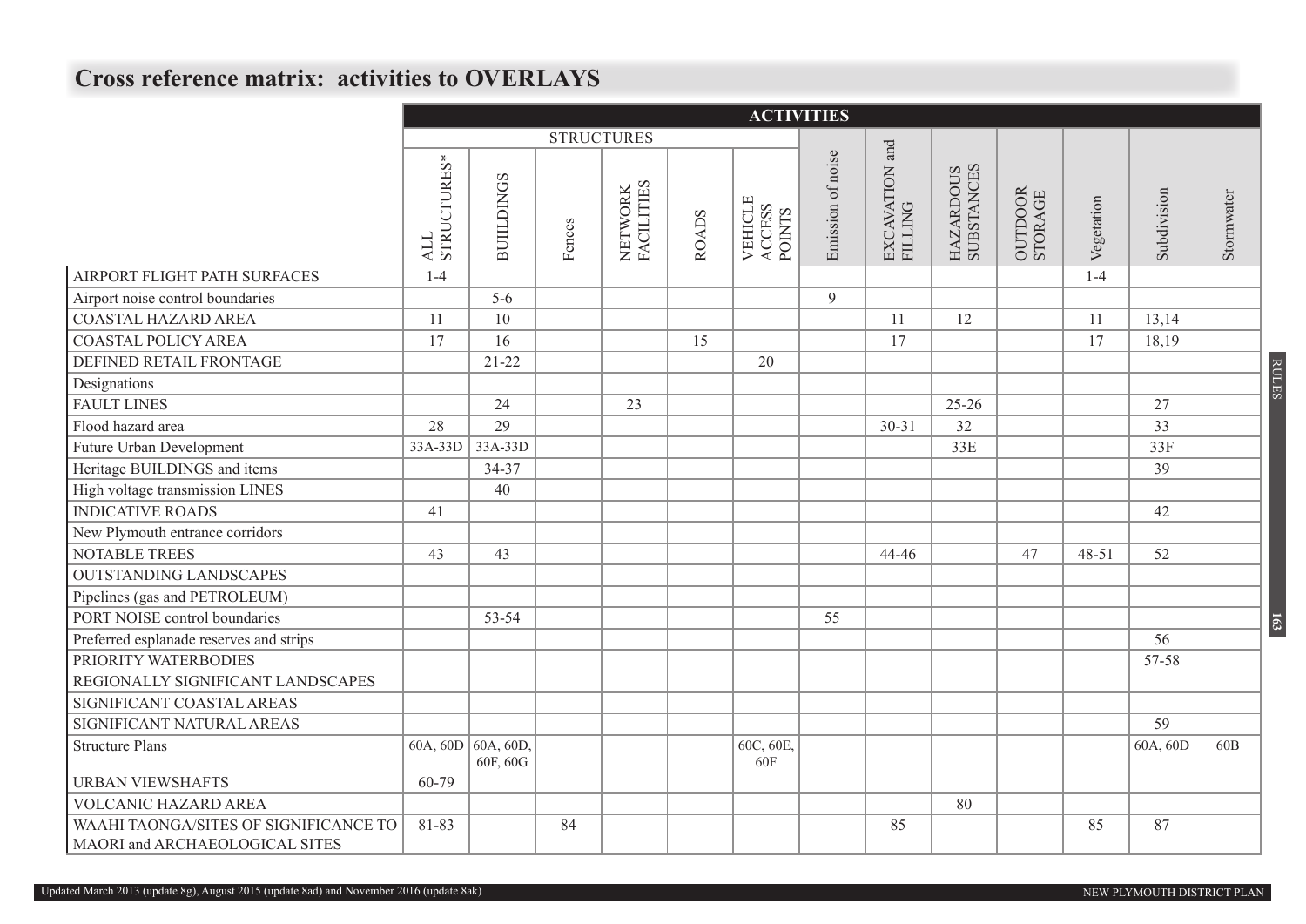## Cross reference matrix: activities to OVERLAYS

| | ACTIVITIES | | | | | | | | | | | | |
|---|---|---|---|---|---|---|---|---|---|---|---|---|---|
| | STRUCTURES | | | | | | | | | | | | |
| | ALL STRUCTURES* | BUILDINGS | Fences | NETWORK FACILITIES | ROADS | VEHICLE ACCESS POINTS | Emission of noise | EXCAVATION and FILLING | HAZARDOUS SUBSTANCES | OUTDOOR STORAGE | Vegetation | Subdivision | Stormwater |
| AIRPORT FLIGHT PATH SURFACES | 1-4 | | | | | | | | | | 1-4 | | |
| Airport noise control boundaries | | 5-6 | | | | | 9 | | | | | | |
| COASTAL HAZARD AREA | 11 | 10 | | | | | | 11 | 12 | | 11 | 13,14 | |
| COASTAL POLICY AREA | 17 | 16 | | | 15 | | | 17 | | | 17 | 18,19 | |
| DEFINED RETAIL FRONTAGE | | 21-22 | | | | 20 | | | | | | | |
| Designations | | | | | | | | | | | | | |
| FAULT LINES | | 24 | | 23 | | | | | 25-26 | | | 27 | |
| Flood hazard area | 28 | 29 | | | | | | 30-31 | 32 | | | 33 | |
| Future Urban Development | 33A-33D | 33A-33D | | | | | | | 33E | | | 33F | |
| Heritage BUILDINGS and items | | 34-37 | | | | | | | | | | 39 | |
| High voltage transmission LINES | | 40 | | | | | | | | | | | |
| INDICATIVE ROADS | 41 | | | | | | | | | | | 42 | |
| New Plymouth entrance corridors | | | | | | | | | | | | | |
| NOTABLE TREES | 43 | 43 | | | | | | 44-46 | | 47 | 48-51 | 52 | |
| OUTSTANDING LANDSCAPES | | | | | | | | | | | | | |
| Pipelines (gas and PETROLEUM) | | | | | | | | | | | | | |
| PORT NOISE control boundaries | | 53-54 | | | | | 55 | | | | | | |
| Preferred esplanade reserves and strips | | | | | | | | | | | | 56 | |
| PRIORITY WATERBODIES | | | | | | | | | | | | 57-58 | |
| REGIONALLY SIGNIFICANT LANDSCAPES | | | | | | | | | | | | | |
| SIGNIFICANT COASTAL AREAS | | | | | | | | | | | | | |
| SIGNIFICANT NATURAL AREAS | | | | | | | | | | | | 59 | |
| Structure Plans | 60A, 60D | 60A, 60D, 60F, 60G | | | | 60C, 60E, 60F | | | | | | 60A, 60D | 60B |
| URBAN VIEWSHAFTS | 60-79 | | | | | | | | | | | | |
| VOLCANIC HAZARD AREA | | | | | | | | | 80 | | | | |
| WAAHI TAONGA/SITES OF SIGNIFICANCE TO MAORI and ARCHAEOLOGICAL SITES | 81-83 | | 84 | | | | | 85 | | | 85 | 87 | |

Updated March 2013 (update 8g), August 2015 (update 8ad) and November 2016 (update 8ak)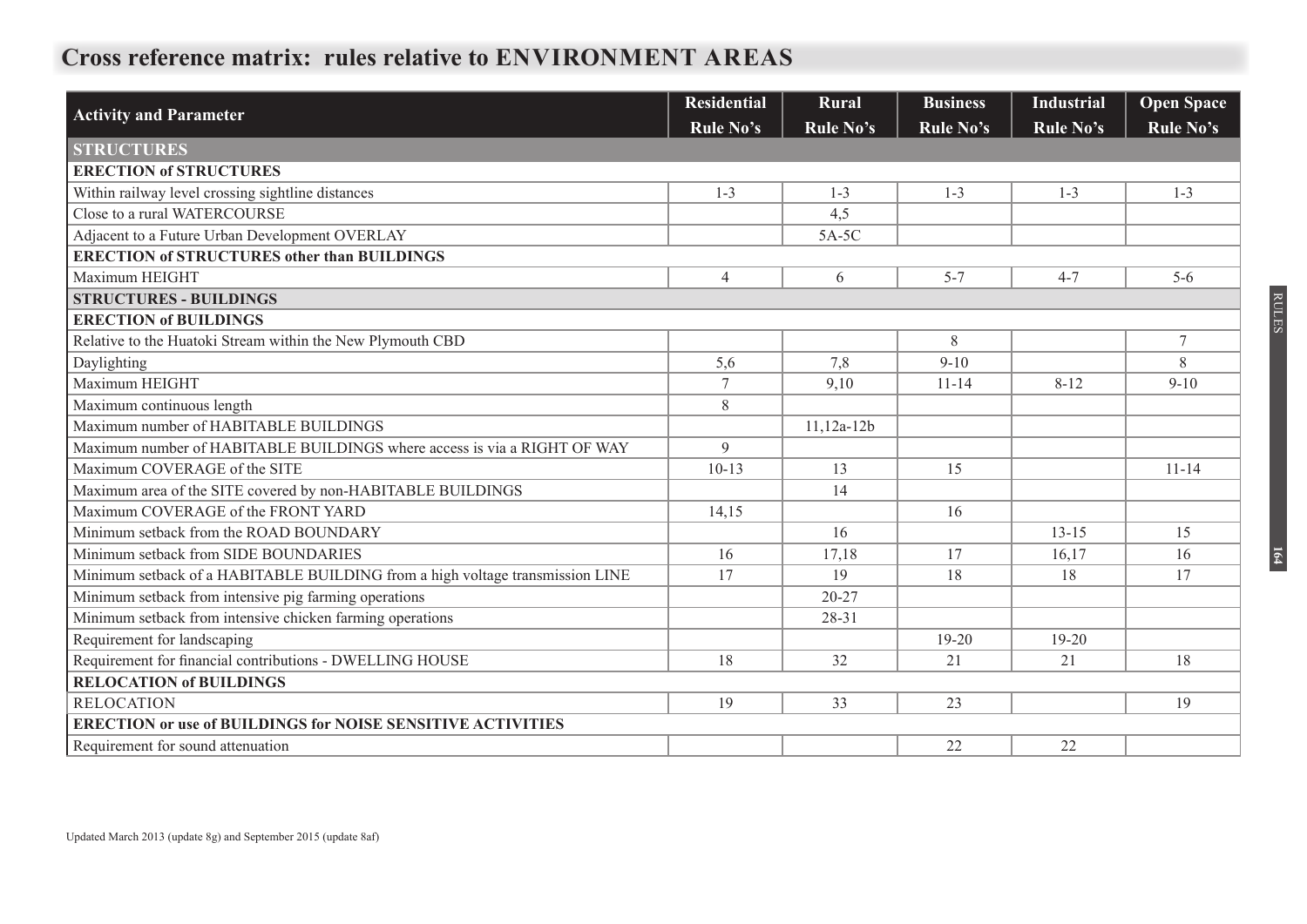# Cross reference matrix: rules relative to ENVIRONMENT AREAS

| Activity and Parameter | Residential Rule No's | Rural Rule No's | Business Rule No's | Industrial Rule No's | Open Space Rule No's |
|---|---|---|---|---|---|
| **STRUCTURES** | | | | | |
| **ERECTION of STRUCTURES** | | | | | |
| Within railway level crossing sightline distances | 1-3 | 1-3 | 1-3 | 1-3 | 1-3 |
| Close to a rural WATERCOURSE | | 4,5 | | | |
| Adjacent to a Future Urban Development OVERLAY | | 5A-5C | | | |
| **ERECTION of STRUCTURES other than BUILDINGS** | | | | | |
| Maximum HEIGHT | 4 | 6 | 5-7 | 4-7 | 5-6 |
| **STRUCTURES - BUILDINGS** | | | | | |
| **ERECTION of BUILDINGS** | | | | | |
| Relative to the Huatoki Stream within the New Plymouth CBD | | | 8 | | 7 |
| Daylighting | 5,6 | 7,8 | 9-10 | | 8 |
| Maximum HEIGHT | 7 | 9,10 | 11-14 | 8-12 | 9-10 |
| Maximum continuous length | 8 | | | | |
| Maximum number of HABITABLE BUILDINGS | | 11,12a-12b | | | |
| Maximum number of HABITABLE BUILDINGS where access is via a RIGHT OF WAY | 9 | | | | |
| Maximum COVERAGE of the SITE | 10-13 | 13 | 15 | | 11-14 |
| Maximum area of the SITE covered by non-HABITABLE BUILDINGS | | 14 | | | |
| Maximum COVERAGE of the FRONT YARD | 14,15 | | 16 | | |
| Minimum setback from the ROAD BOUNDARY | | 16 | | 13-15 | 15 |
| Minimum setback from SIDE BOUNDARIES | 16 | 17,18 | 17 | 16,17 | 16 |
| Minimum setback of a HABITABLE BUILDING from a high voltage transmission LINE | 17 | 19 | 18 | 18 | 17 |
| Minimum setback from intensive pig farming operations | | 20-27 | | | |
| Minimum setback from intensive chicken farming operations | | 28-31 | | | |
| Requirement for landscaping | | | 19-20 | 19-20 | |
| Requirement for financial contributions - DWELLING HOUSE | 18 | 32 | 21 | 21 | 18 |
| **RELOCATION of BUILDINGS** | | | | | |
| RELOCATION | 19 | 33 | 23 | | 19 |
| **ERECTION or use of BUILDINGS for NOISE SENSITIVE ACTIVITIES** | | | | | |
| Requirement for sound attenuation | | | 22 | 22 | |

Updated March 2013 (update 8g) and September 2015 (update 8af)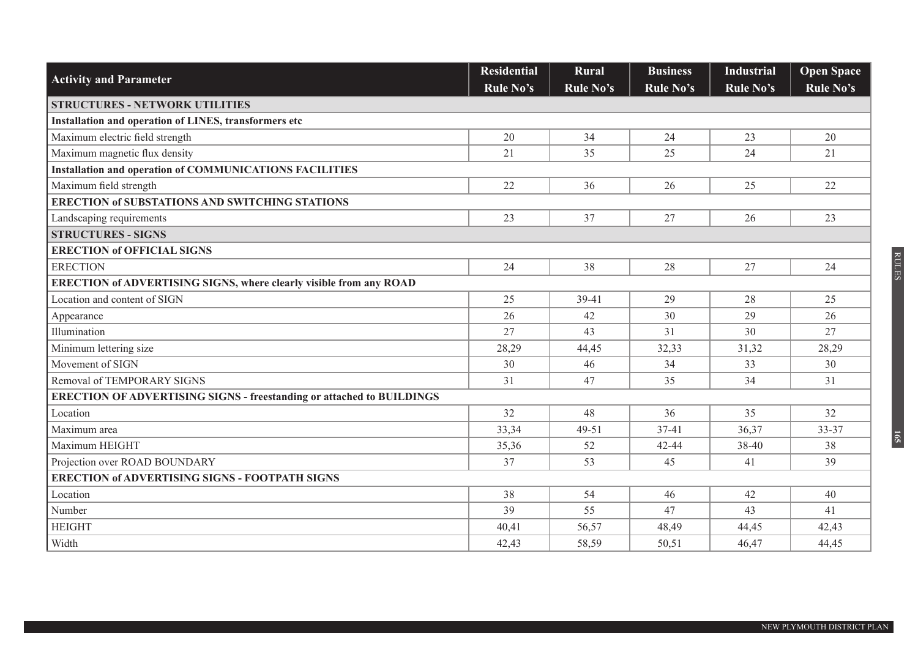| Activity and Parameter | Residential Rule No's | Rural Rule No's | Business Rule No's | Industrial Rule No's | Open Space Rule No's |
|---|---|---|---|---|---|
| **STRUCTURES - NETWORK UTILITIES** | | | | | |
| **Installation and operation of LINES, transformers etc** | | | | | |
| Maximum electric field strength | 20 | 34 | 24 | 23 | 20 |
| Maximum magnetic flux density | 21 | 35 | 25 | 24 | 21 |
| **Installation and operation of COMMUNICATIONS FACILITIES** | | | | | |
| Maximum field strength | 22 | 36 | 26 | 25 | 22 |
| **ERECTION of SUBSTATIONS AND SWITCHING STATIONS** | | | | | |
| Landscaping requirements | 23 | 37 | 27 | 26 | 23 |
| **STRUCTURES - SIGNS** | | | | | |
| **ERECTION of OFFICIAL SIGNS** | | | | | |
| ERECTION | 24 | 38 | 28 | 27 | 24 |
| **ERECTION of ADVERTISING SIGNS, where clearly visible from any ROAD** | | | | | |
| Location and content of SIGN | 25 | 39-41 | 29 | 28 | 25 |
| Appearance | 26 | 42 | 30 | 29 | 26 |
| Illumination | 27 | 43 | 31 | 30 | 27 |
| Minimum lettering size | 28,29 | 44,45 | 32,33 | 31,32 | 28,29 |
| Movement of SIGN | 30 | 46 | 34 | 33 | 30 |
| Removal of TEMPORARY SIGNS | 31 | 47 | 35 | 34 | 31 |
| **ERECTION OF ADVERTISING SIGNS - freestanding or attached to BUILDINGS** | | | | | |
| Location | 32 | 48 | 36 | 35 | 32 |
| Maximum area | 33,34 | 49-51 | 37-41 | 36,37 | 33-37 |
| Maximum HEIGHT | 35,36 | 52 | 42-44 | 38-40 | 38 |
| Projection over ROAD BOUNDARY | 37 | 53 | 45 | 41 | 39 |
| **ERECTION of ADVERTISING SIGNS - FOOTPATH SIGNS** | | | | | |
| Location | 38 | 54 | 46 | 42 | 40 |
| Number | 39 | 55 | 47 | 43 | 41 |
| HEIGHT | 40,41 | 56,57 | 48,49 | 44,45 | 42,43 |
| Width | 42,43 | 58,59 | 50,51 | 46,47 | 44,45 |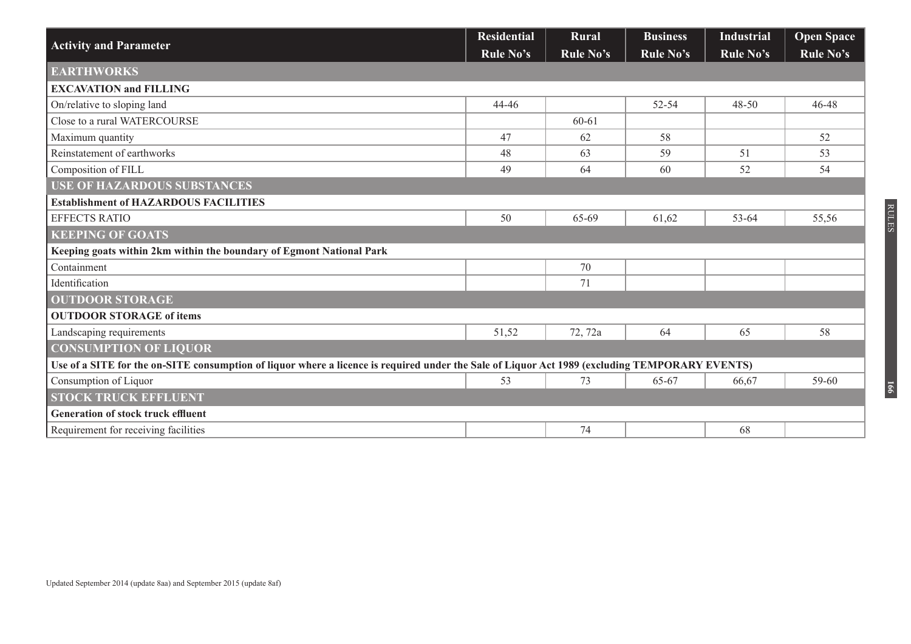| Activity and Parameter | Residential Rule No's | Rural Rule No's | Business Rule No's | Industrial Rule No's | Open Space Rule No's |
|---|---|---|---|---|---|
| **EARTHWORKS** | | | | | |
| **EXCAVATION and FILLING** | | | | | |
| On/relative to sloping land | 44-46 | | 52-54 | 48-50 | 46-48 |
| Close to a rural WATERCOURSE | | 60-61 | | | |
| Maximum quantity | 47 | 62 | 58 | | 52 |
| Reinstatement of earthworks | 48 | 63 | 59 | 51 | 53 |
| Composition of FILL | 49 | 64 | 60 | 52 | 54 |
| **USE OF HAZARDOUS SUBSTANCES** | | | | | |
| **Establishment of HAZARDOUS FACILITIES** | | | | | |
| EFFECTS RATIO | 50 | 65-69 | 61,62 | 53-64 | 55,56 |
| **KEEPING OF GOATS** | | | | | |
| **Keeping goats within 2km within the boundary of Egmont National Park** | | | | | |
| Containment | | 70 | | | |
| Identification | | 71 | | | |
| **OUTDOOR STORAGE** | | | | | |
| **OUTDOOR STORAGE of items** | | | | | |
| Landscaping requirements | 51,52 | 72, 72a | 64 | 65 | 58 |
| **CONSUMPTION OF LIQUOR** | | | | | |
| **Use of a SITE for the on-SITE consumption of liquor where a licence is required under the Sale of Liquor Act 1989 (excluding TEMPORARY EVENTS)** | | | | | |
| Consumption of Liquor | 53 | 73 | 65-67 | 66,67 | 59-60 |
| **STOCK TRUCK EFFLUENT** | | | | | |
| **Generation of stock truck effluent** | | | | | |
| Requirement for receiving facilities | | 74 | | 68 | |

Updated September 2014 (update 8aa) and September 2015 (update 8af)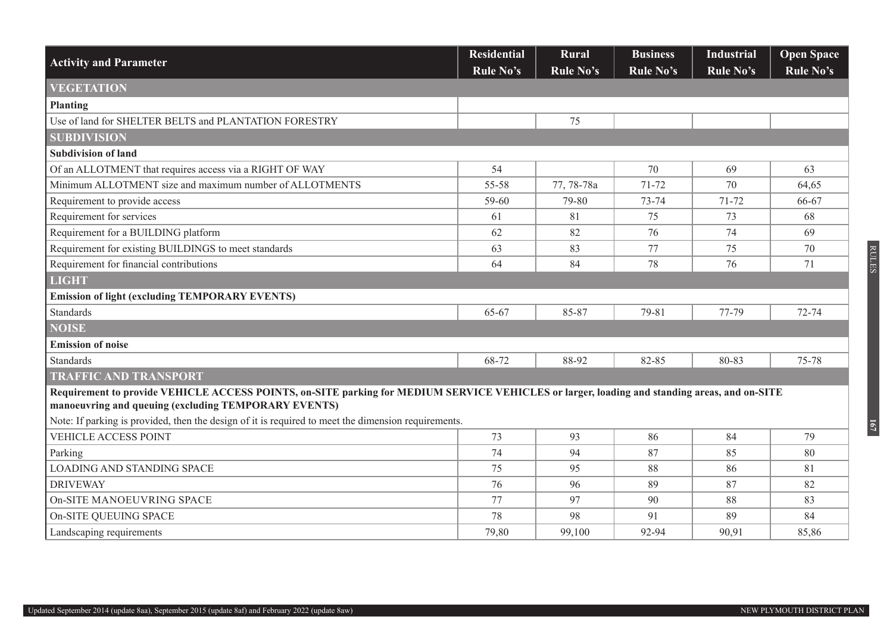| Activity and Parameter | Residential Rule No's | Rural Rule No's | Business Rule No's | Industrial Rule No's | Open Space Rule No's |
|---|---|---|---|---|---|
| **VEGETATION** | | | | | |
| **Planting** | | | | | |
| Use of land for SHELTER BELTS and PLANTATION FORESTRY | | 75 | | | |
| **SUBDIVISION** | | | | | |
| **Subdivision of land** | | | | | |
| Of an ALLOTMENT that requires access via a RIGHT OF WAY | 54 | | 70 | 69 | 63 |
| Minimum ALLOTMENT size and maximum number of ALLOTMENTS | 55-58 | 77, 78-78a | 71-72 | 70 | 64,65 |
| Requirement to provide access | 59-60 | 79-80 | 73-74 | 71-72 | 66-67 |
| Requirement for services | 61 | 81 | 75 | 73 | 68 |
| Requirement for a BUILDING platform | 62 | 82 | 76 | 74 | 69 |
| Requirement for existing BUILDINGS to meet standards | 63 | 83 | 77 | 75 | 70 |
| Requirement for financial contributions | 64 | 84 | 78 | 76 | 71 |
| **LIGHT** | | | | | |
| **Emission of light (excluding TEMPORARY EVENTS)** | | | | | |
| Standards | 65-67 | 85-87 | 79-81 | 77-79 | 72-74 |
| **NOISE** | | | | | |
| **Emission of noise** | | | | | |
| Standards | 68-72 | 88-92 | 82-85 | 80-83 | 75-78 |
| **TRAFFIC AND TRANSPORT** | | | | | |
| **Requirement to provide VEHICLE ACCESS POINTS, on-SITE parking for MEDIUM SERVICE VEHICLES or larger, loading and standing areas, and on-SITE manoeuvring and queuing (excluding TEMPORARY EVENTS)** | | | | | |
| Note: If parking is provided, then the design of it is required to meet the dimension requirements. | | | | | |
| VEHICLE ACCESS POINT | 73 | 93 | 86 | 84 | 79 |
| Parking | 74 | 94 | 87 | 85 | 80 |
| LOADING AND STANDING SPACE | 75 | 95 | 88 | 86 | 81 |
| DRIVEWAY | 76 | 96 | 89 | 87 | 82 |
| On-SITE MANOEUVRING SPACE | 77 | 97 | 90 | 88 | 83 |
| On-SITE QUEUING SPACE | 78 | 98 | 91 | 89 | 84 |
| Landscaping requirements | 79,80 | 99,100 | 92-94 | 90,91 | 85,86 |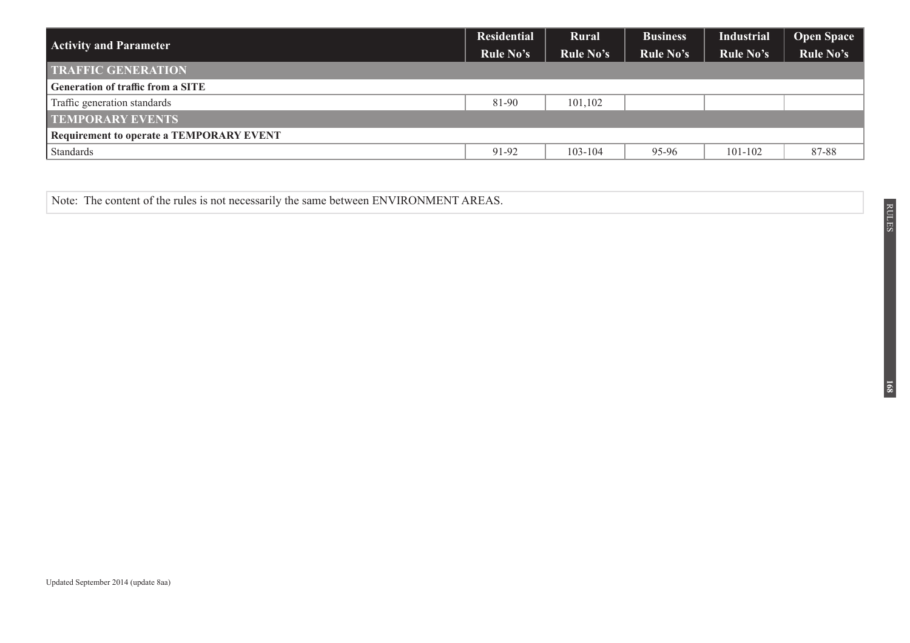| Activity and Parameter | Residential Rule No's | Rural Rule No's | Business Rule No's | Industrial Rule No's | Open Space Rule No's |
|---|---|---|---|---|---|
| **TRAFFIC GENERATION** | | | | | |
| **Generation of traffic from a SITE** | | | | | |
| Traffic generation standards | 81-90 | 101,102 | | | |
| **TEMPORARY EVENTS** | | | | | |
| **Requirement to operate a TEMPORARY EVENT** | | | | | |
| Standards | 91-92 | 103-104 | 95-96 | 101-102 | 87-88 |

Note: The content of the rules is not necessarily the same between ENVIRONMENT AREAS.

Updated September 2014 (update 8aa)